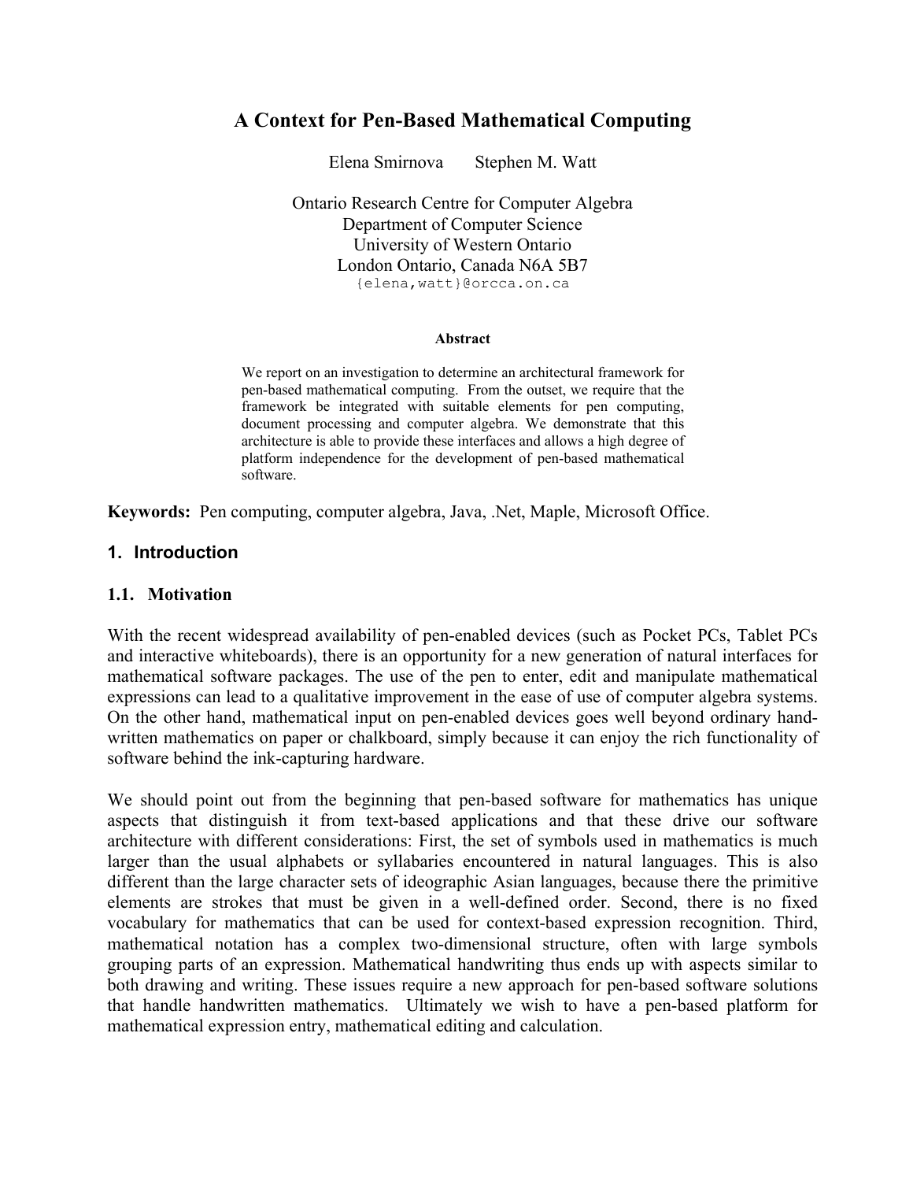# A Context for Pen-Based Mathematical Computing

Elena Smirnova Stephen M. Watt

Ontario Research Centre for Computer Algebra
Department of Computer Science
University of Western Ontario
London Ontario, Canada N6A 5B7
{elena,watt}@orcca.on.ca

**Abstract**

We report on an investigation to determine an architectural framework for pen-based mathematical computing. From the outset, we require that the framework be integrated with suitable elements for pen computing, document processing and computer algebra. We demonstrate that this architecture is able to provide these interfaces and allows a high degree of platform independence for the development of pen-based mathematical software.

**Keywords:** Pen computing, computer algebra, Java, .Net, Maple, Microsoft Office.

## 1. Introduction

### 1.1. Motivation

With the recent widespread availability of pen-enabled devices (such as Pocket PCs, Tablet PCs and interactive whiteboards), there is an opportunity for a new generation of natural interfaces for mathematical software packages. The use of the pen to enter, edit and manipulate mathematical expressions can lead to a qualitative improvement in the ease of use of computer algebra systems. On the other hand, mathematical input on pen-enabled devices goes well beyond ordinary hand-written mathematics on paper or chalkboard, simply because it can enjoy the rich functionality of software behind the ink-capturing hardware.

We should point out from the beginning that pen-based software for mathematics has unique aspects that distinguish it from text-based applications and that these drive our software architecture with different considerations: First, the set of symbols used in mathematics is much larger than the usual alphabets or syllabaries encountered in natural languages. This is also different than the large character sets of ideographic Asian languages, because there the primitive elements are strokes that must be given in a well-defined order. Second, there is no fixed vocabulary for mathematics that can be used for context-based expression recognition. Third, mathematical notation has a complex two-dimensional structure, often with large symbols grouping parts of an expression. Mathematical handwriting thus ends up with aspects similar to both drawing and writing. These issues require a new approach for pen-based software solutions that handle handwritten mathematics. Ultimately we wish to have a pen-based platform for mathematical expression entry, mathematical editing and calculation.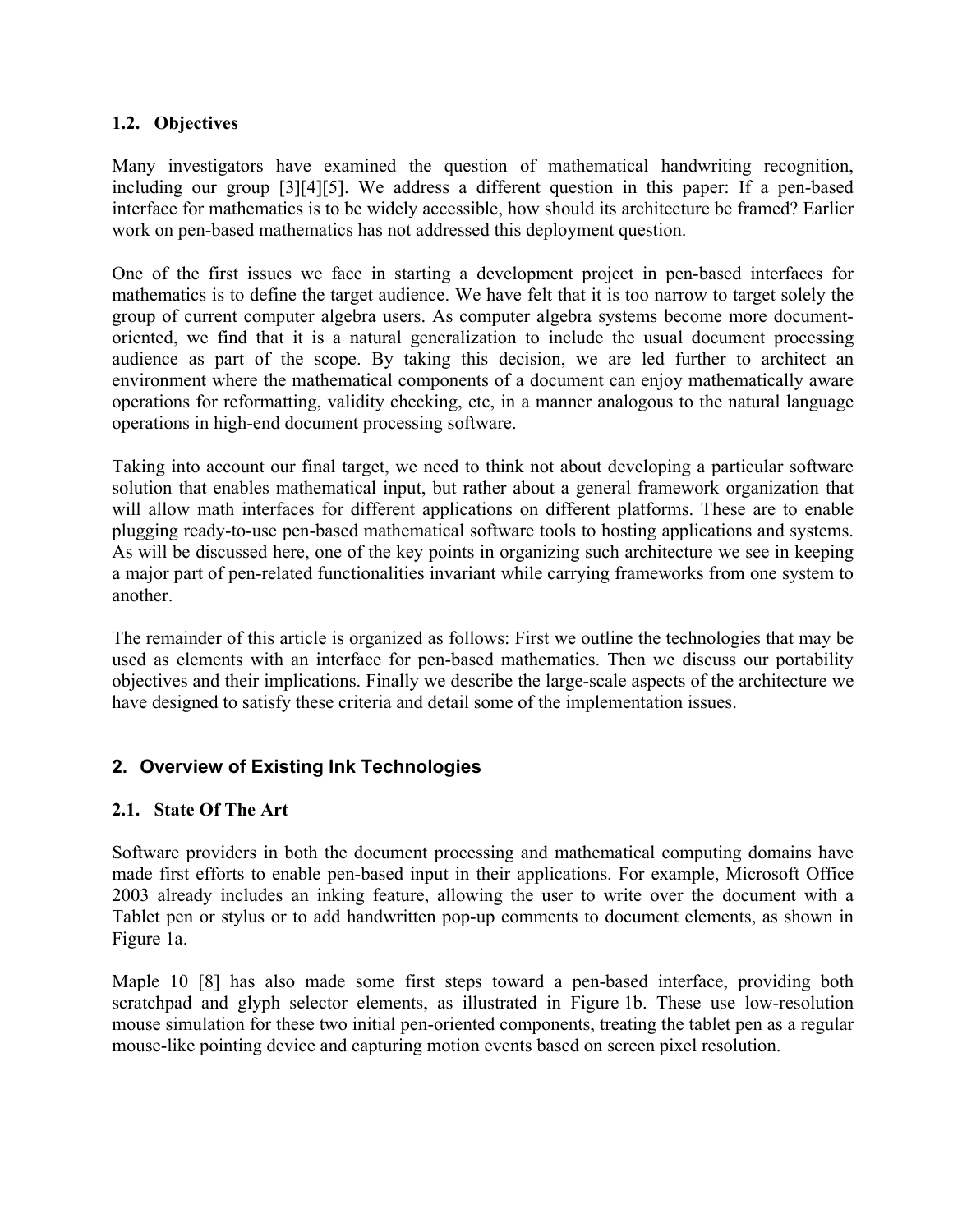### 1.2. Objectives

Many investigators have examined the question of mathematical handwriting recognition, including our group [3][4][5]. We address a different question in this paper: If a pen-based interface for mathematics is to be widely accessible, how should its architecture be framed? Earlier work on pen-based mathematics has not addressed this deployment question.

One of the first issues we face in starting a development project in pen-based interfaces for mathematics is to define the target audience. We have felt that it is too narrow to target solely the group of current computer algebra users. As computer algebra systems become more document-oriented, we find that it is a natural generalization to include the usual document processing audience as part of the scope. By taking this decision, we are led further to architect an environment where the mathematical components of a document can enjoy mathematically aware operations for reformatting, validity checking, etc, in a manner analogous to the natural language operations in high-end document processing software.

Taking into account our final target, we need to think not about developing a particular software solution that enables mathematical input, but rather about a general framework organization that will allow math interfaces for different applications on different platforms. These are to enable plugging ready-to-use pen-based mathematical software tools to hosting applications and systems. As will be discussed here, one of the key points in organizing such architecture we see in keeping a major part of pen-related functionalities invariant while carrying frameworks from one system to another.

The remainder of this article is organized as follows: First we outline the technologies that may be used as elements with an interface for pen-based mathematics. Then we discuss our portability objectives and their implications. Finally we describe the large-scale aspects of the architecture we have designed to satisfy these criteria and detail some of the implementation issues.

## 2. Overview of Existing Ink Technologies

### 2.1. State Of The Art

Software providers in both the document processing and mathematical computing domains have made first efforts to enable pen-based input in their applications. For example, Microsoft Office 2003 already includes an inking feature, allowing the user to write over the document with a Tablet pen or stylus or to add handwritten pop-up comments to document elements, as shown in Figure 1a.

Maple 10 [8] has also made some first steps toward a pen-based interface, providing both scratchpad and glyph selector elements, as illustrated in Figure 1b. These use low-resolution mouse simulation for these two initial pen-oriented components, treating the tablet pen as a regular mouse-like pointing device and capturing motion events based on screen pixel resolution.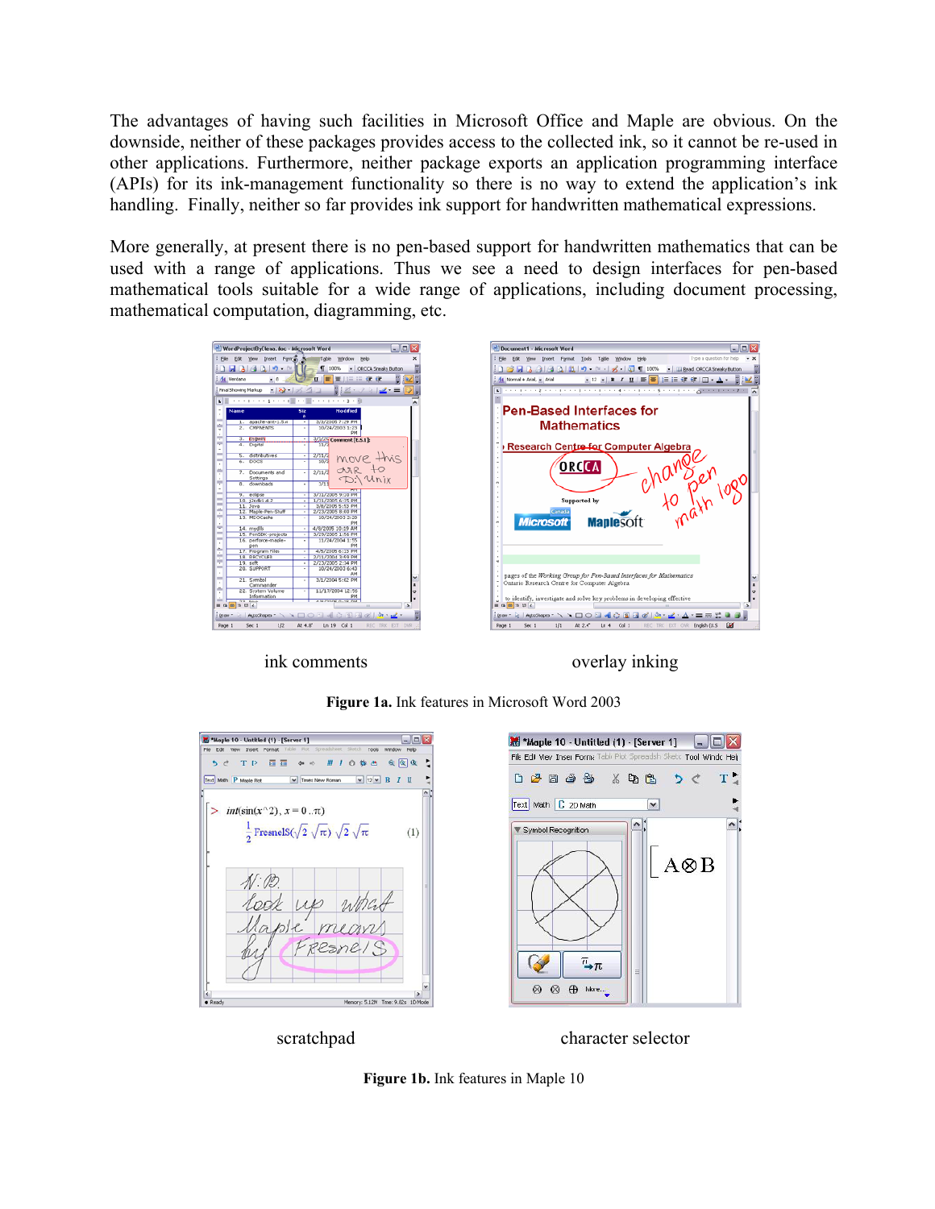The advantages of having such facilities in Microsoft Office and Maple are obvious. On the downside, neither of these packages provides access to the collected ink, so it cannot be re-used in other applications. Furthermore, neither package exports an application programming interface (APIs) for its ink-management functionality so there is no way to extend the application's ink handling. Finally, neither so far provides ink support for handwritten mathematical expressions.

More generally, at present there is no pen-based support for handwritten mathematics that can be used with a range of applications. Thus we see a need to design interfaces for pen-based mathematical tools suitable for a wide range of applications, including document processing, mathematical computation, diagramming, etc.

ink comments

overlay inking

**Figure 1a.** Ink features in Microsoft Word 2003

scratchpad

character selector

**Figure 1b.** Ink features in Maple 10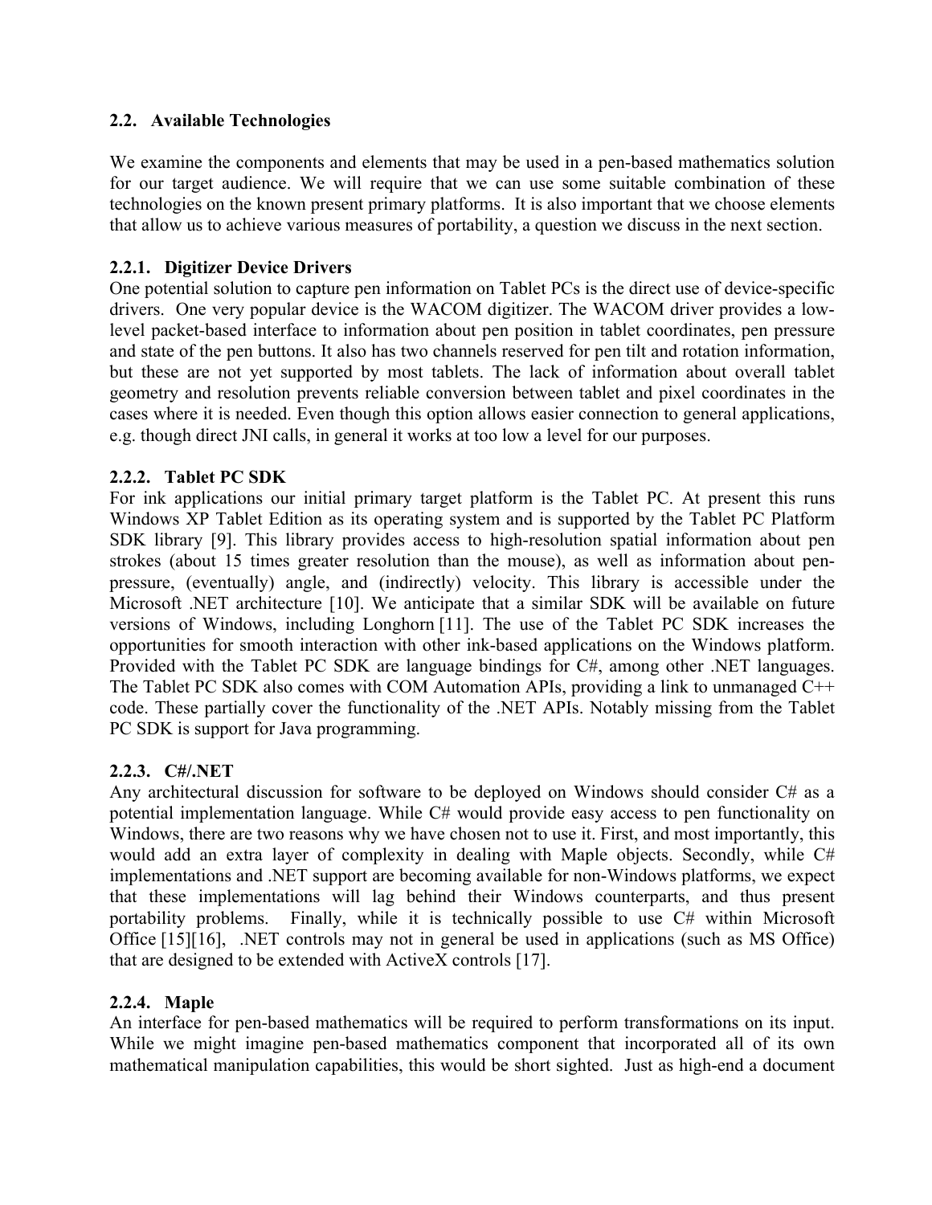## 2.2. Available Technologies

We examine the components and elements that may be used in a pen-based mathematics solution for our target audience. We will require that we can use some suitable combination of these technologies on the known present primary platforms. It is also important that we choose elements that allow us to achieve various measures of portability, a question we discuss in the next section.

### 2.2.1. Digitizer Device Drivers

One potential solution to capture pen information on Tablet PCs is the direct use of device-specific drivers. One very popular device is the WACOM digitizer. The WACOM driver provides a low-level packet-based interface to information about pen position in tablet coordinates, pen pressure and state of the pen buttons. It also has two channels reserved for pen tilt and rotation information, but these are not yet supported by most tablets. The lack of information about overall tablet geometry and resolution prevents reliable conversion between tablet and pixel coordinates in the cases where it is needed. Even though this option allows easier connection to general applications, e.g. though direct JNI calls, in general it works at too low a level for our purposes.

### 2.2.2. Tablet PC SDK

For ink applications our initial primary target platform is the Tablet PC. At present this runs Windows XP Tablet Edition as its operating system and is supported by the Tablet PC Platform SDK library [9]. This library provides access to high-resolution spatial information about pen strokes (about 15 times greater resolution than the mouse), as well as information about pen-pressure, (eventually) angle, and (indirectly) velocity. This library is accessible under the Microsoft .NET architecture [10]. We anticipate that a similar SDK will be available on future versions of Windows, including Longhorn [11]. The use of the Tablet PC SDK increases the opportunities for smooth interaction with other ink-based applications on the Windows platform. Provided with the Tablet PC SDK are language bindings for C#, among other .NET languages. The Tablet PC SDK also comes with COM Automation APIs, providing a link to unmanaged C++ code. These partially cover the functionality of the .NET APIs. Notably missing from the Tablet PC SDK is support for Java programming.

### 2.2.3. C#/.NET

Any architectural discussion for software to be deployed on Windows should consider C# as a potential implementation language. While C# would provide easy access to pen functionality on Windows, there are two reasons why we have chosen not to use it. First, and most importantly, this would add an extra layer of complexity in dealing with Maple objects. Secondly, while C# implementations and .NET support are becoming available for non-Windows platforms, we expect that these implementations will lag behind their Windows counterparts, and thus present portability problems. Finally, while it is technically possible to use C# within Microsoft Office [15][16], .NET controls may not in general be used in applications (such as MS Office) that are designed to be extended with ActiveX controls [17].

### 2.2.4. Maple

An interface for pen-based mathematics will be required to perform transformations on its input. While we might imagine pen-based mathematics component that incorporated all of its own mathematical manipulation capabilities, this would be short sighted. Just as high-end a document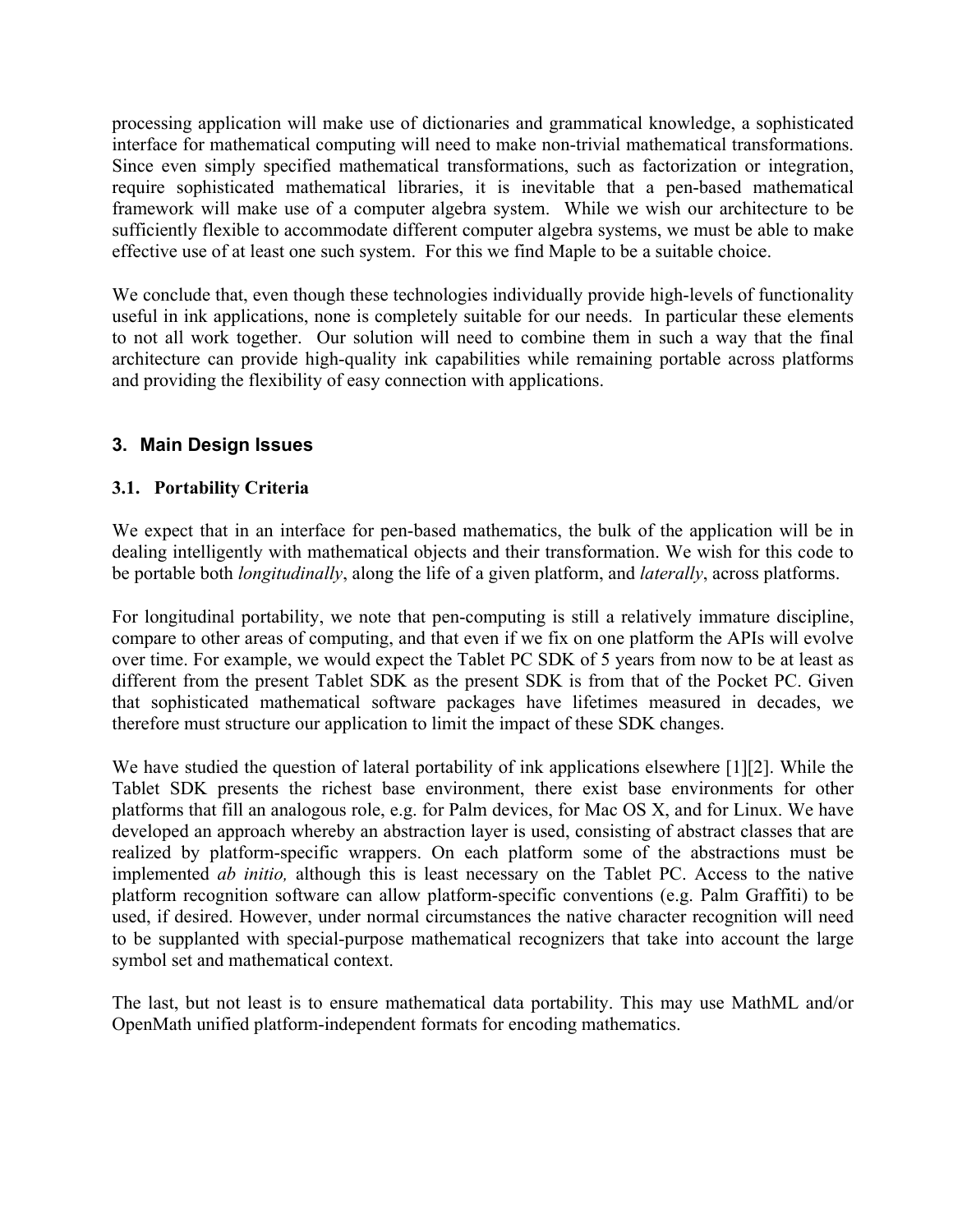processing application will make use of dictionaries and grammatical knowledge, a sophisticated interface for mathematical computing will need to make non-trivial mathematical transformations. Since even simply specified mathematical transformations, such as factorization or integration, require sophisticated mathematical libraries, it is inevitable that a pen-based mathematical framework will make use of a computer algebra system. While we wish our architecture to be sufficiently flexible to accommodate different computer algebra systems, we must be able to make effective use of at least one such system. For this we find Maple to be a suitable choice.

We conclude that, even though these technologies individually provide high-levels of functionality useful in ink applications, none is completely suitable for our needs. In particular these elements to not all work together. Our solution will need to combine them in such a way that the final architecture can provide high-quality ink capabilities while remaining portable across platforms and providing the flexibility of easy connection with applications.

## 3. Main Design Issues

### 3.1. Portability Criteria

We expect that in an interface for pen-based mathematics, the bulk of the application will be in dealing intelligently with mathematical objects and their transformation. We wish for this code to be portable both *longitudinally*, along the life of a given platform, and *laterally*, across platforms.

For longitudinal portability, we note that pen-computing is still a relatively immature discipline, compare to other areas of computing, and that even if we fix on one platform the APIs will evolve over time. For example, we would expect the Tablet PC SDK of 5 years from now to be at least as different from the present Tablet SDK as the present SDK is from that of the Pocket PC. Given that sophisticated mathematical software packages have lifetimes measured in decades, we therefore must structure our application to limit the impact of these SDK changes.

We have studied the question of lateral portability of ink applications elsewhere [1][2]. While the Tablet SDK presents the richest base environment, there exist base environments for other platforms that fill an analogous role, e.g. for Palm devices, for Mac OS X, and for Linux. We have developed an approach whereby an abstraction layer is used, consisting of abstract classes that are realized by platform-specific wrappers. On each platform some of the abstractions must be implemented *ab initio,* although this is least necessary on the Tablet PC. Access to the native platform recognition software can allow platform-specific conventions (e.g. Palm Graffiti) to be used, if desired. However, under normal circumstances the native character recognition will need to be supplanted with special-purpose mathematical recognizers that take into account the large symbol set and mathematical context.

The last, but not least is to ensure mathematical data portability. This may use MathML and/or OpenMath unified platform-independent formats for encoding mathematics.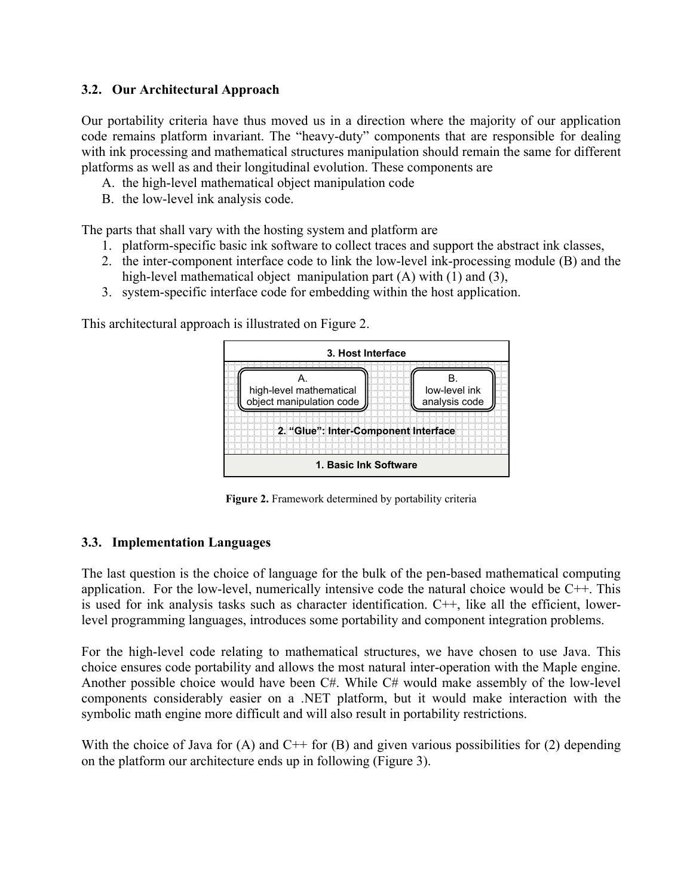### 3.2. Our Architectural Approach

Our portability criteria have thus moved us in a direction where the majority of our application code remains platform invariant. The "heavy-duty" components that are responsible for dealing with ink processing and mathematical structures manipulation should remain the same for different platforms as well as and their longitudinal evolution. These components are

A. the high-level mathematical object manipulation code
B. the low-level ink analysis code.

The parts that shall vary with the hosting system and platform are

1. platform-specific basic ink software to collect traces and support the abstract ink classes,
2. the inter-component interface code to link the low-level ink-processing module (B) and the high-level mathematical object manipulation part (A) with (1) and (3),
3. system-specific interface code for embedding within the host application.

This architectural approach is illustrated on Figure 2.

| 3. Host Interface | |
|---|---|
| A. high-level mathematical object manipulation code | B. low-level ink analysis code |
| 2. "Glue": Inter-Component Interface | |
| 1. Basic Ink Software | |

**Figure 2.** Framework determined by portability criteria

### 3.3. Implementation Languages

The last question is the choice of language for the bulk of the pen-based mathematical computing application. For the low-level, numerically intensive code the natural choice would be C++. This is used for ink analysis tasks such as character identification. C++, like all the efficient, lower-level programming languages, introduces some portability and component integration problems.

For the high-level code relating to mathematical structures, we have chosen to use Java. This choice ensures code portability and allows the most natural inter-operation with the Maple engine. Another possible choice would have been C#. While C# would make assembly of the low-level components considerably easier on a .NET platform, but it would make interaction with the symbolic math engine more difficult and will also result in portability restrictions.

With the choice of Java for (A) and C++ for (B) and given various possibilities for (2) depending on the platform our architecture ends up in following (Figure 3).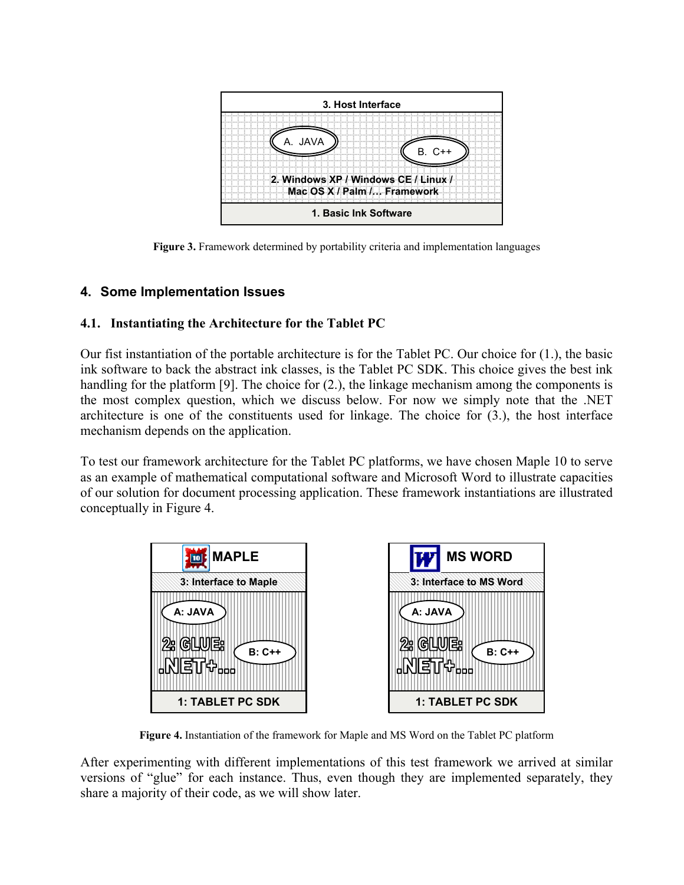Figure 3. Framework determined by portability criteria and implementation languages

## 4. Some Implementation Issues

### 4.1. Instantiating the Architecture for the Tablet PC

Our fist instantiation of the portable architecture is for the Tablet PC. Our choice for (1.), the basic ink software to back the abstract ink classes, is the Tablet PC SDK. This choice gives the best ink handling for the platform [9]. The choice for (2.), the linkage mechanism among the components is the most complex question, which we discuss below. For now we simply note that the .NET architecture is one of the constituents used for linkage. The choice for (3.), the host interface mechanism depends on the application.

To test our framework architecture for the Tablet PC platforms, we have chosen Maple 10 to serve as an example of mathematical computational software and Microsoft Word to illustrate capacities of our solution for document processing application. These framework instantiations are illustrated conceptually in Figure 4.

Figure 4. Instantiation of the framework for Maple and MS Word on the Tablet PC platform

After experimenting with different implementations of this test framework we arrived at similar versions of "glue" for each instance. Thus, even though they are implemented separately, they share a majority of their code, as we will show later.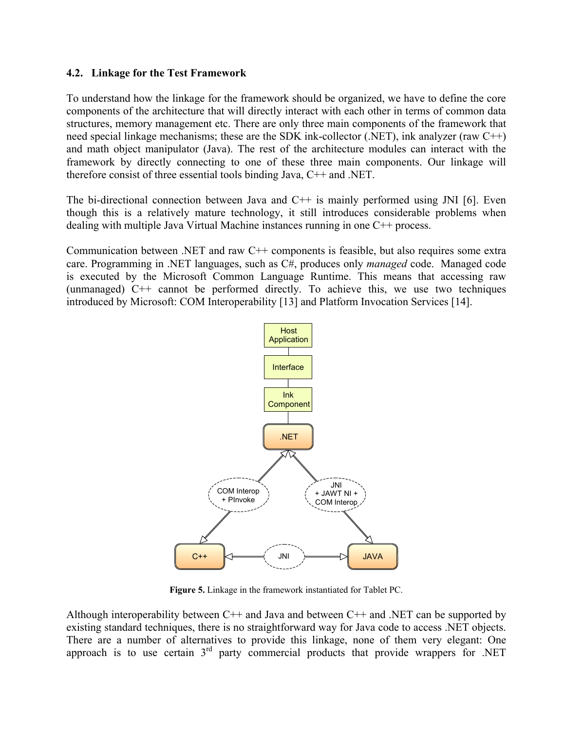### 4.2. Linkage for the Test Framework

To understand how the linkage for the framework should be organized, we have to define the core components of the architecture that will directly interact with each other in terms of common data structures, memory management etc. There are only three main components of the framework that need special linkage mechanisms; these are the SDK ink-collector (.NET), ink analyzer (raw C++) and math object manipulator (Java). The rest of the architecture modules can interact with the framework by directly connecting to one of these three main components. Our linkage will therefore consist of three essential tools binding Java, C++ and .NET.

The bi-directional connection between Java and C++ is mainly performed using JNI [6]. Even though this is a relatively mature technology, it still introduces considerable problems when dealing with multiple Java Virtual Machine instances running in one C++ process.

Communication between .NET and raw C++ components is feasible, but also requires some extra care. Programming in .NET languages, such as C#, produces only *managed* code. Managed code is executed by the Microsoft Common Language Runtime. This means that accessing raw (unmanaged) C++ cannot be performed directly. To achieve this, we use two techniques introduced by Microsoft: COM Interoperability [13] and Platform Invocation Services [14].

**Figure 5.** Linkage in the framework instantiated for Tablet PC.

Although interoperability between C++ and Java and between C++ and .NET can be supported by existing standard techniques, there is no straightforward way for Java code to access .NET objects. There are a number of alternatives to provide this linkage, none of them very elegant: One approach is to use certain 3rd party commercial products that provide wrappers for .NET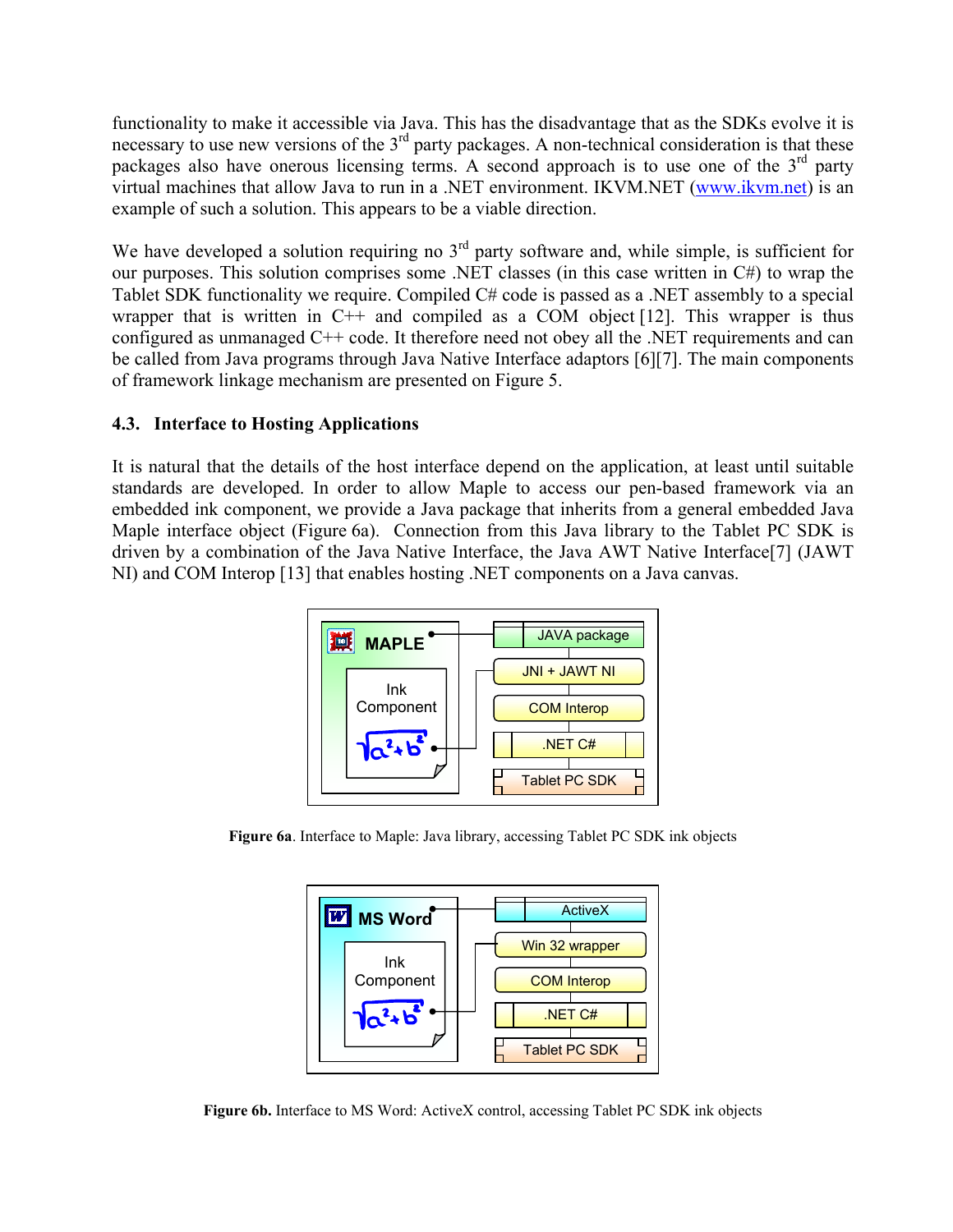functionality to make it accessible via Java. This has the disadvantage that as the SDKs evolve it is necessary to use new versions of the 3rd party packages. A non-technical consideration is that these packages also have onerous licensing terms. A second approach is to use one of the 3rd party virtual machines that allow Java to run in a .NET environment. IKVM.NET (www.ikvm.net) is an example of such a solution. This appears to be a viable direction.

We have developed a solution requiring no 3rd party software and, while simple, is sufficient for our purposes. This solution comprises some .NET classes (in this case written in C#) to wrap the Tablet SDK functionality we require. Compiled C# code is passed as a .NET assembly to a special wrapper that is written in C++ and compiled as a COM object [12]. This wrapper is thus configured as unmanaged C++ code. It therefore need not obey all the .NET requirements and can be called from Java programs through Java Native Interface adaptors [6][7]. The main components of framework linkage mechanism are presented on Figure 5.

### 4.3. Interface to Hosting Applications

It is natural that the details of the host interface depend on the application, at least until suitable standards are developed. In order to allow Maple to access our pen-based framework via an embedded ink component, we provide a Java package that inherits from a general embedded Java Maple interface object (Figure 6a). Connection from this Java library to the Tablet PC SDK is driven by a combination of the Java Native Interface, the Java AWT Native Interface[7] (JAWT NI) and COM Interop [13] that enables hosting .NET components on a Java canvas.

**Figure 6a**. Interface to Maple: Java library, accessing Tablet PC SDK ink objects

**Figure 6b.** Interface to MS Word: ActiveX control, accessing Tablet PC SDK ink objects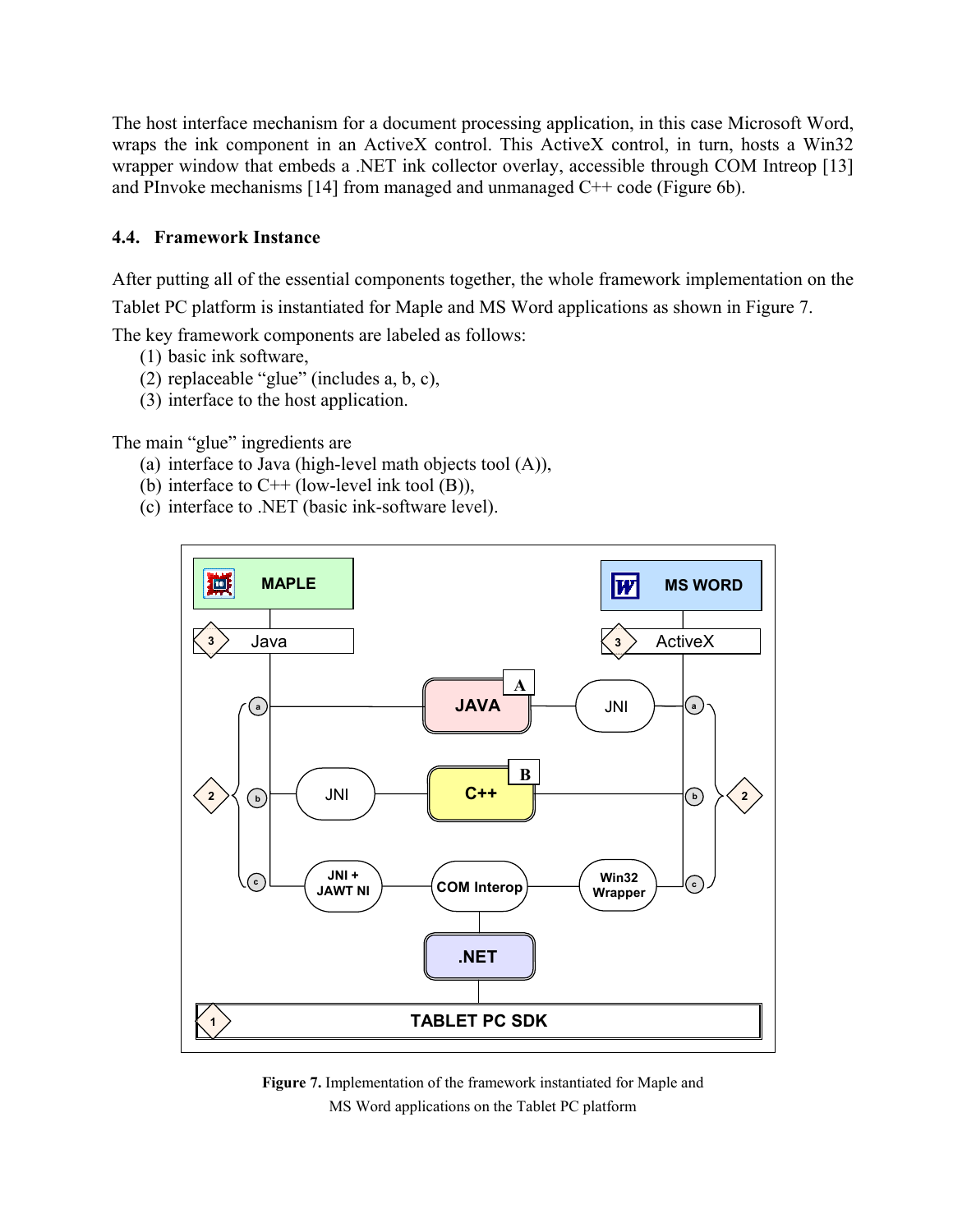The host interface mechanism for a document processing application, in this case Microsoft Word, wraps the ink component in an ActiveX control. This ActiveX control, in turn, hosts a Win32 wrapper window that embeds a .NET ink collector overlay, accessible through COM Intreop [13] and PInvoke mechanisms [14] from managed and unmanaged C++ code (Figure 6b).

### 4.4. Framework Instance

After putting all of the essential components together, the whole framework implementation on the Tablet PC platform is instantiated for Maple and MS Word applications as shown in Figure 7.

The key framework components are labeled as follows:

(1) basic ink software,
(2) replaceable "glue" (includes a, b, c),
(3) interface to the host application.

The main "glue" ingredients are

(a) interface to Java (high-level math objects tool (A)),
(b) interface to C++ (low-level ink tool (B)),
(c) interface to .NET (basic ink-software level).

**Figure 7.** Implementation of the framework instantiated for Maple and MS Word applications on the Tablet PC platform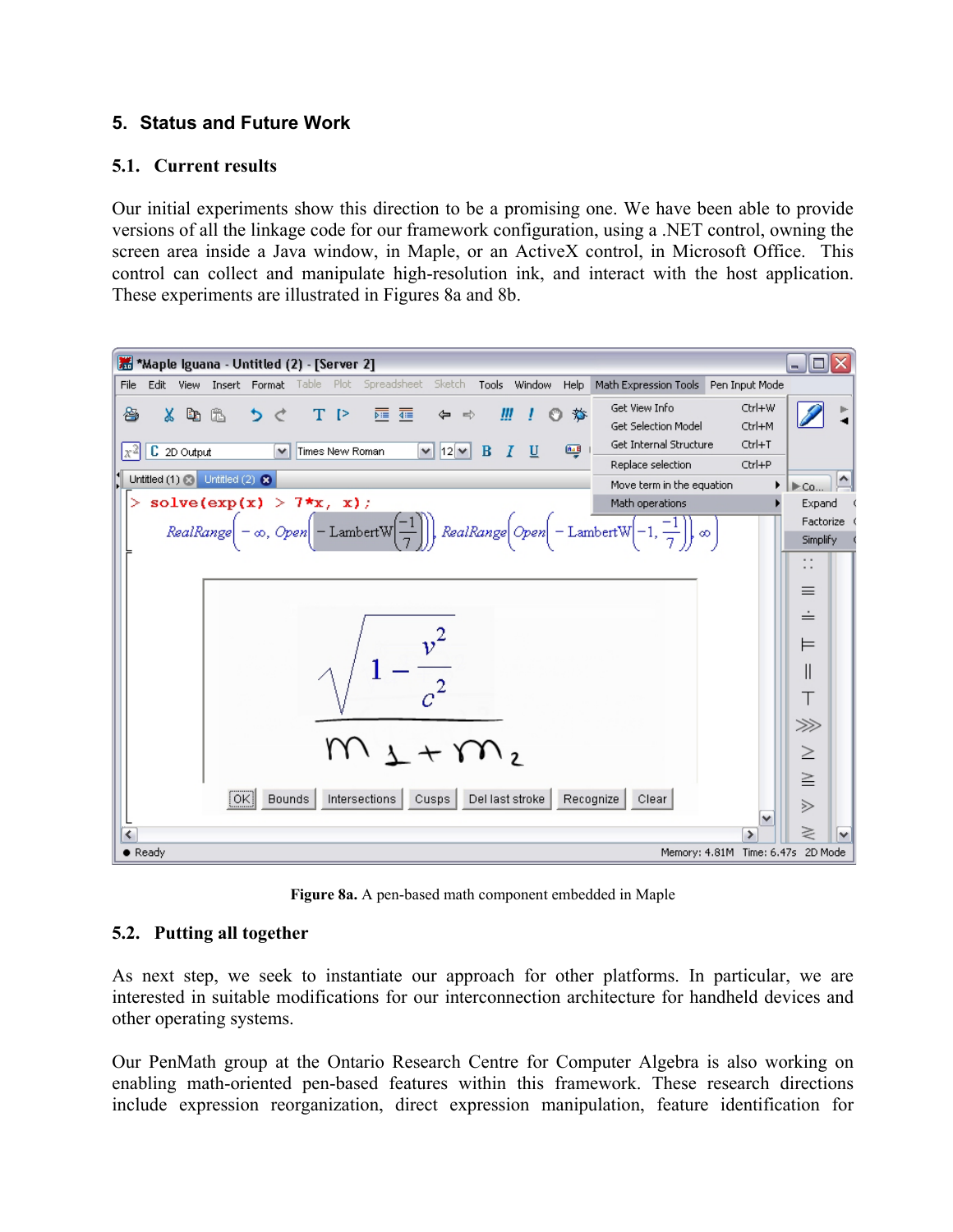## 5. Status and Future Work

### 5.1. Current results

Our initial experiments show this direction to be a promising one. We have been able to provide versions of all the linkage code for our framework configuration, using a .NET control, owning the screen area inside a Java window, in Maple, or an ActiveX control, in Microsoft Office. This control can collect and manipulate high-resolution ink, and interact with the host application. These experiments are illustrated in Figures 8a and 8b.

**Figure 8a.** A pen-based math component embedded in Maple

### 5.2. Putting all together

As next step, we seek to instantiate our approach for other platforms. In particular, we are interested in suitable modifications for our interconnection architecture for handheld devices and other operating systems.

Our PenMath group at the Ontario Research Centre for Computer Algebra is also working on enabling math-oriented pen-based features within this framework. These research directions include expression reorganization, direct expression manipulation, feature identification for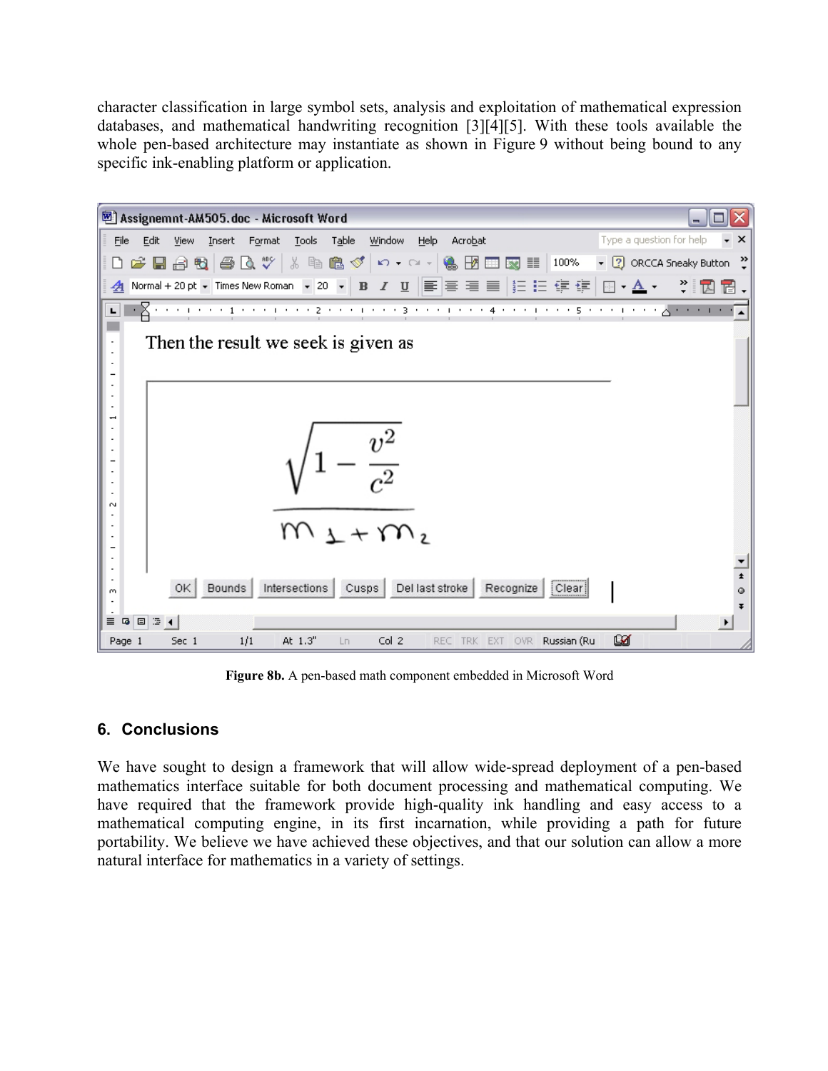character classification in large symbol sets, analysis and exploitation of mathematical expression databases, and mathematical handwriting recognition [3][4][5]. With these tools available the whole pen-based architecture may instantiate as shown in Figure 9 without being bound to any specific ink-enabling platform or application.

**Figure 8b.** A pen-based math component embedded in Microsoft Word

## 6. Conclusions

We have sought to design a framework that will allow wide-spread deployment of a pen-based mathematics interface suitable for both document processing and mathematical computing. We have required that the framework provide high-quality ink handling and easy access to a mathematical computing engine, in its first incarnation, while providing a path for future portability. We believe we have achieved these objectives, and that our solution can allow a more natural interface for mathematics in a variety of settings.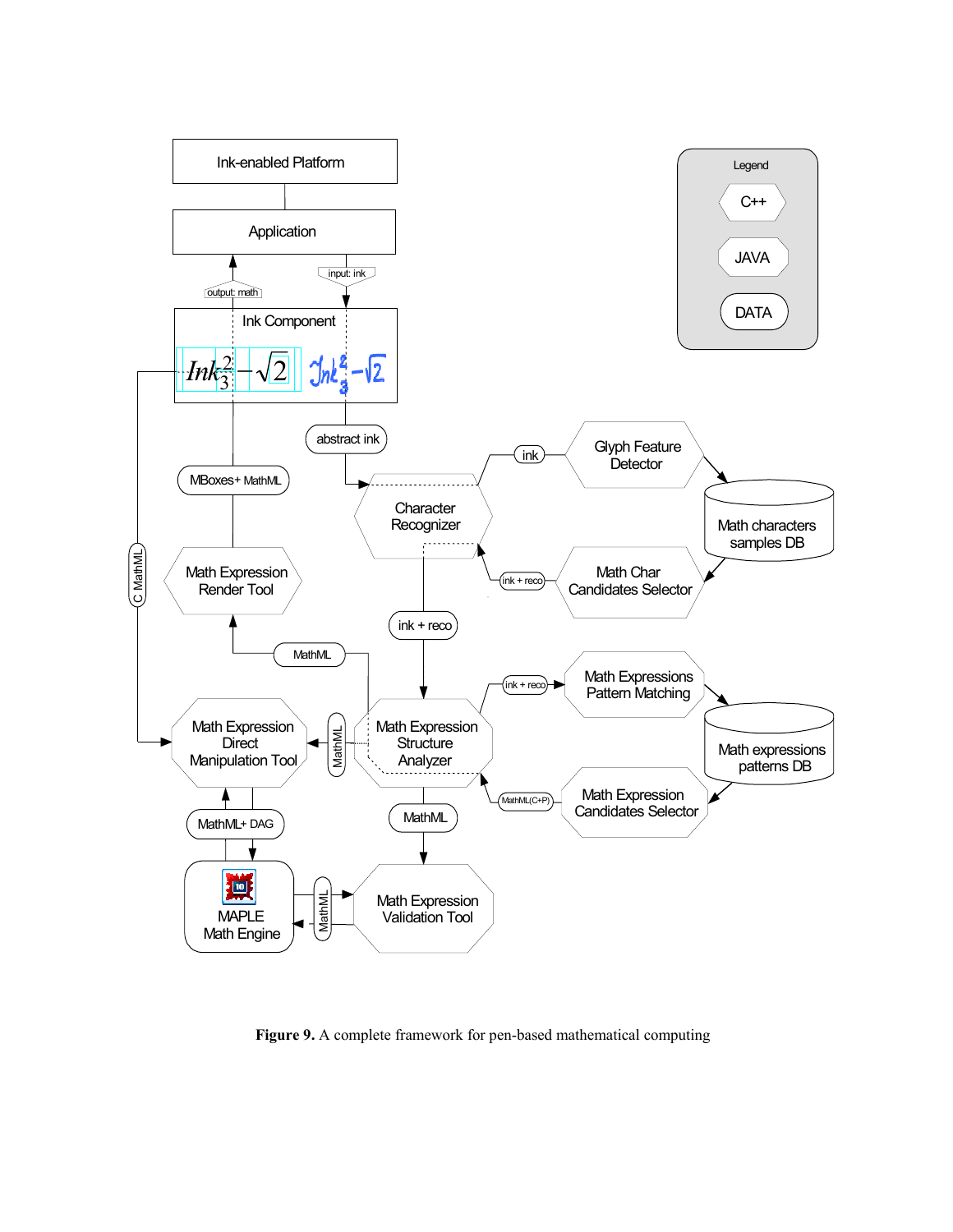**Figure 9.** A complete framework for pen-based mathematical computing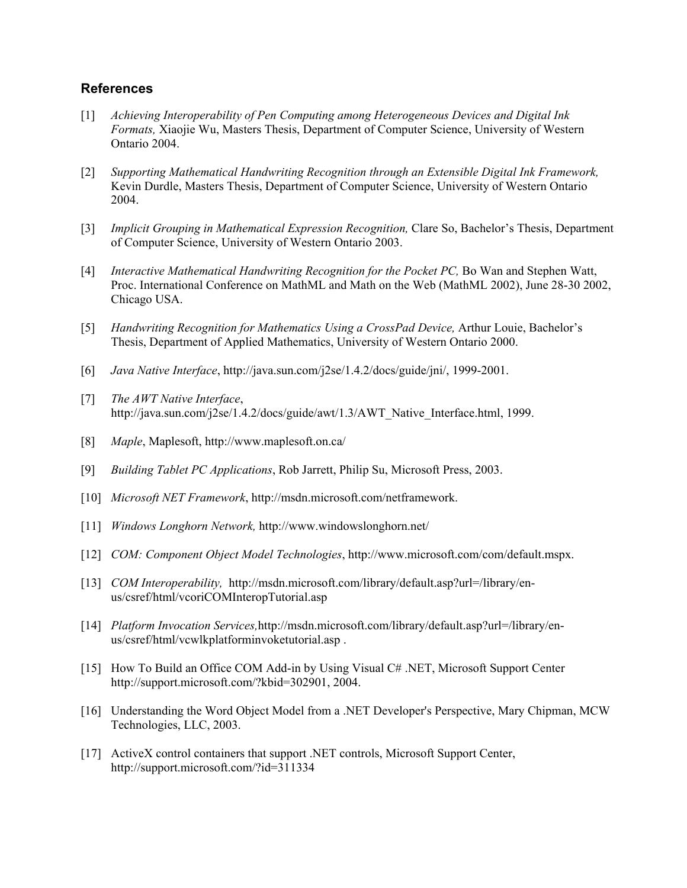## References

[1] *Achieving Interoperability of Pen Computing among Heterogeneous Devices and Digital Ink Formats,* Xiaojie Wu, Masters Thesis, Department of Computer Science, University of Western Ontario 2004.

[2] *Supporting Mathematical Handwriting Recognition through an Extensible Digital Ink Framework,* Kevin Durdle, Masters Thesis, Department of Computer Science, University of Western Ontario 2004.

[3] *Implicit Grouping in Mathematical Expression Recognition,* Clare So, Bachelor's Thesis, Department of Computer Science, University of Western Ontario 2003.

[4] *Interactive Mathematical Handwriting Recognition for the Pocket PC,* Bo Wan and Stephen Watt, Proc. International Conference on MathML and Math on the Web (MathML 2002), June 28-30 2002, Chicago USA.

[5] *Handwriting Recognition for Mathematics Using a CrossPad Device,* Arthur Louie, Bachelor's Thesis, Department of Applied Mathematics, University of Western Ontario 2000.

[6] *Java Native Interface*, http://java.sun.com/j2se/1.4.2/docs/guide/jni/, 1999-2001.

[7] *The AWT Native Interface*, http://java.sun.com/j2se/1.4.2/docs/guide/awt/1.3/AWT_Native_Interface.html, 1999.

[8] *Maple*, Maplesoft, http://www.maplesoft.on.ca/

[9] *Building Tablet PC Applications*, Rob Jarrett, Philip Su, Microsoft Press, 2003.

[10] *Microsoft NET Framework*, http://msdn.microsoft.com/netframework.

[11] *Windows Longhorn Network,* http://www.windowslonghorn.net/

[12] *COM: Component Object Model Technologies*, http://www.microsoft.com/com/default.mspx.

[13] *COM Interoperability,* http://msdn.microsoft.com/library/default.asp?url=/library/en-us/csref/html/vcoriCOMInteropTutorial.asp

[14] *Platform Invocation Services,*http://msdn.microsoft.com/library/default.asp?url=/library/en-us/csref/html/vcwlkplatforminvoketutorial.asp .

[15] How To Build an Office COM Add-in by Using Visual C# .NET, Microsoft Support Center http://support.microsoft.com/?kbid=302901, 2004.

[16] Understanding the Word Object Model from a .NET Developer's Perspective, Mary Chipman, MCW Technologies, LLC, 2003.

[17] ActiveX control containers that support .NET controls, Microsoft Support Center, http://support.microsoft.com/?id=311334